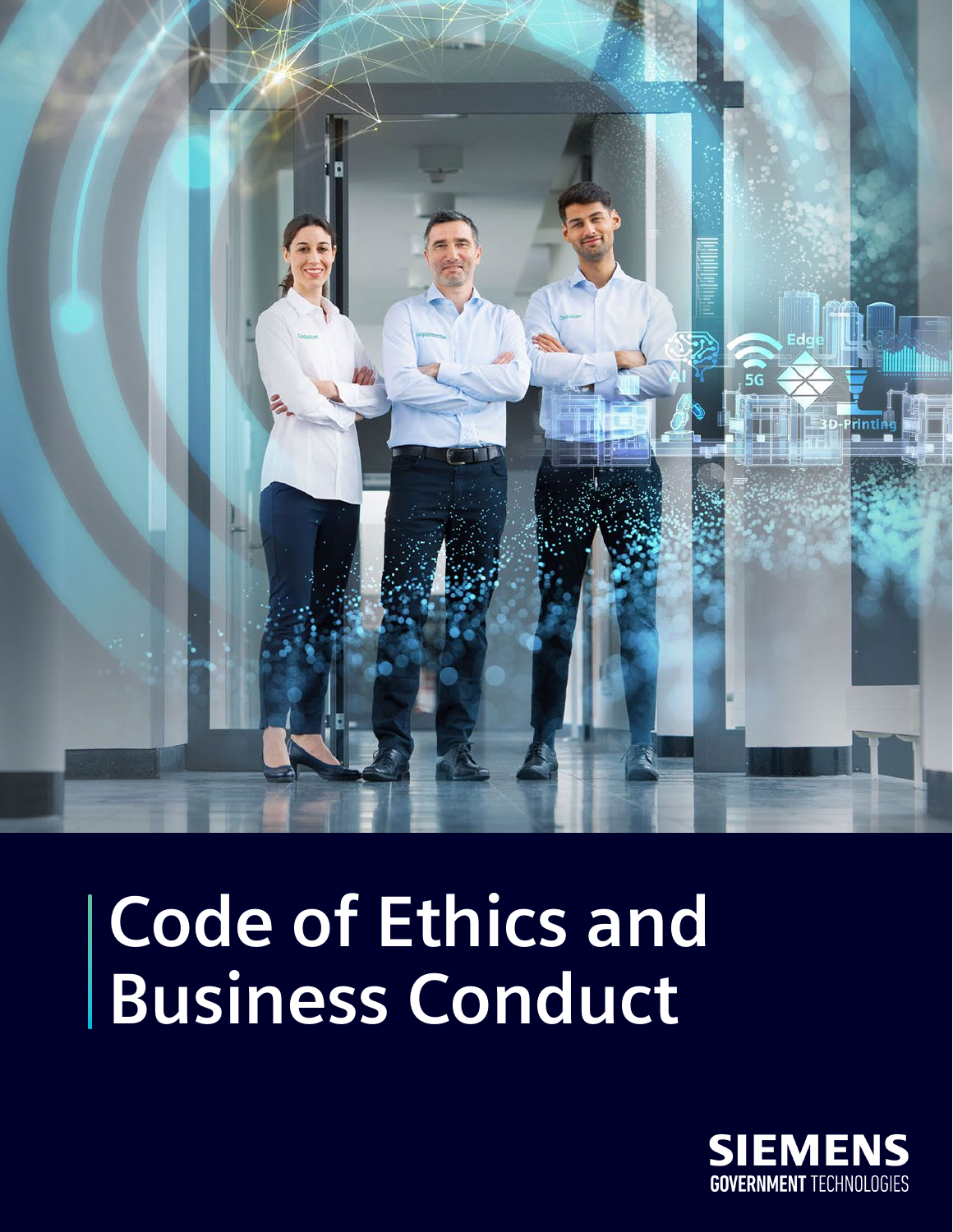# Code of Ethics and Business Conduct

SIEMENS
GOVERNMENT TECHNOLOGIES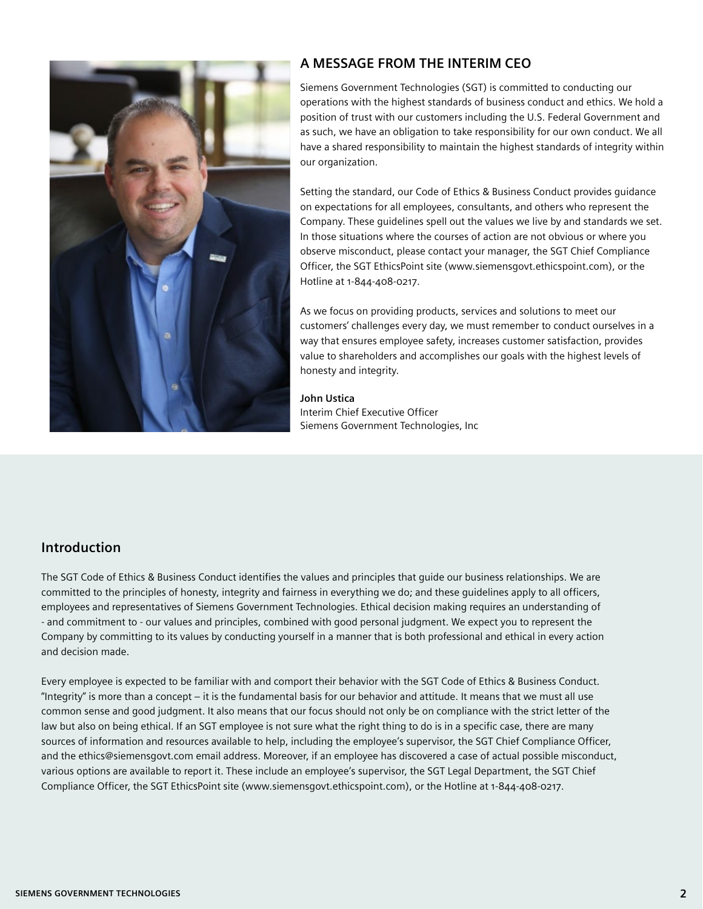## A MESSAGE FROM THE INTERIM CEO

Siemens Government Technologies (SGT) is committed to conducting our operations with the highest standards of business conduct and ethics. We hold a position of trust with our customers including the U.S. Federal Government and as such, we have an obligation to take responsibility for our own conduct. We all have a shared responsibility to maintain the highest standards of integrity within our organization.

Setting the standard, our Code of Ethics & Business Conduct provides guidance on expectations for all employees, consultants, and others who represent the Company. These guidelines spell out the values we live by and standards we set. In those situations where the courses of action are not obvious or where you observe misconduct, please contact your manager, the SGT Chief Compliance Officer, the SGT EthicsPoint site (www.siemensgovt.ethicspoint.com), or the Hotline at 1-844-408-0217.

As we focus on providing products, services and solutions to meet our customers' challenges every day, we must remember to conduct ourselves in a way that ensures employee safety, increases customer satisfaction, provides value to shareholders and accomplishes our goals with the highest levels of honesty and integrity.

**John Ustica**
Interim Chief Executive Officer
Siemens Government Technologies, Inc

## Introduction

The SGT Code of Ethics & Business Conduct identifies the values and principles that guide our business relationships. We are committed to the principles of honesty, integrity and fairness in everything we do; and these guidelines apply to all officers, employees and representatives of Siemens Government Technologies. Ethical decision making requires an understanding of - and commitment to - our values and principles, combined with good personal judgment. We expect you to represent the Company by committing to its values by conducting yourself in a manner that is both professional and ethical in every action and decision made.

Every employee is expected to be familiar with and comport their behavior with the SGT Code of Ethics & Business Conduct. "Integrity" is more than a concept – it is the fundamental basis for our behavior and attitude. It means that we must all use common sense and good judgment. It also means that our focus should not only be on compliance with the strict letter of the law but also on being ethical. If an SGT employee is not sure what the right thing to do is in a specific case, there are many sources of information and resources available to help, including the employee's supervisor, the SGT Chief Compliance Officer, and the ethics@siemensgovt.com email address. Moreover, if an employee has discovered a case of actual possible misconduct, various options are available to report it. These include an employee's supervisor, the SGT Legal Department, the SGT Chief Compliance Officer, the SGT EthicsPoint site (www.siemensgovt.ethicspoint.com), or the Hotline at 1-844-408-0217.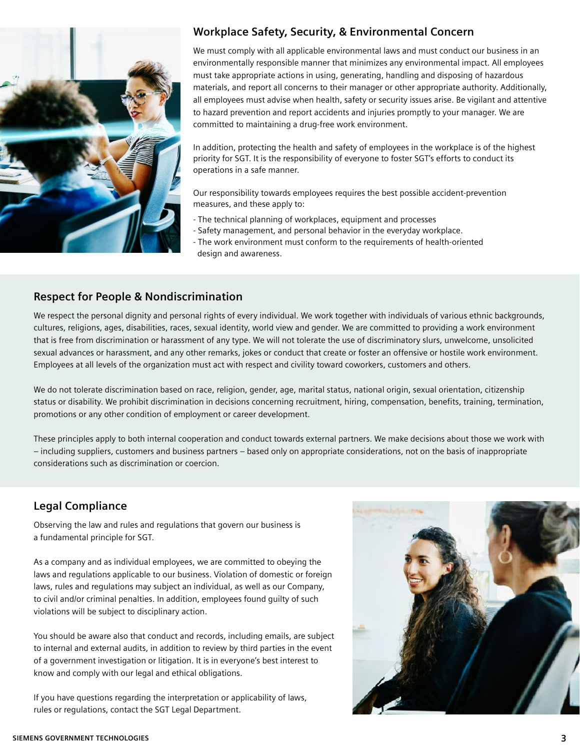## Workplace Safety, Security, & Environmental Concern

We must comply with all applicable environmental laws and must conduct our business in an environmentally responsible manner that minimizes any environmental impact. All employees must take appropriate actions in using, generating, handling and disposing of hazardous materials, and report all concerns to their manager or other appropriate authority. Additionally, all employees must advise when health, safety or security issues arise. Be vigilant and attentive to hazard prevention and report accidents and injuries promptly to your manager. We are committed to maintaining a drug-free work environment.

In addition, protecting the health and safety of employees in the workplace is of the highest priority for SGT. It is the responsibility of everyone to foster SGT's efforts to conduct its operations in a safe manner.

Our responsibility towards employees requires the best possible accident-prevention measures, and these apply to:

- The technical planning of workplaces, equipment and processes
- Safety management, and personal behavior in the everyday workplace.
- The work environment must conform to the requirements of health-oriented design and awareness.

## Respect for People & Nondiscrimination

We respect the personal dignity and personal rights of every individual. We work together with individuals of various ethnic backgrounds, cultures, religions, ages, disabilities, races, sexual identity, world view and gender. We are committed to providing a work environment that is free from discrimination or harassment of any type. We will not tolerate the use of discriminatory slurs, unwelcome, unsolicited sexual advances or harassment, and any other remarks, jokes or conduct that create or foster an offensive or hostile work environment. Employees at all levels of the organization must act with respect and civility toward coworkers, customers and others.

We do not tolerate discrimination based on race, religion, gender, age, marital status, national origin, sexual orientation, citizenship status or disability. We prohibit discrimination in decisions concerning recruitment, hiring, compensation, benefits, training, termination, promotions or any other condition of employment or career development.

These principles apply to both internal cooperation and conduct towards external partners. We make decisions about those we work with – including suppliers, customers and business partners – based only on appropriate considerations, not on the basis of inappropriate considerations such as discrimination or coercion.

## Legal Compliance

Observing the law and rules and regulations that govern our business is a fundamental principle for SGT.

As a company and as individual employees, we are committed to obeying the laws and regulations applicable to our business. Violation of domestic or foreign laws, rules and regulations may subject an individual, as well as our Company, to civil and/or criminal penalties. In addition, employees found guilty of such violations will be subject to disciplinary action.

You should be aware also that conduct and records, including emails, are subject to internal and external audits, in addition to review by third parties in the event of a government investigation or litigation. It is in everyone's best interest to know and comply with our legal and ethical obligations.

If you have questions regarding the interpretation or applicability of laws, rules or regulations, contact the SGT Legal Department.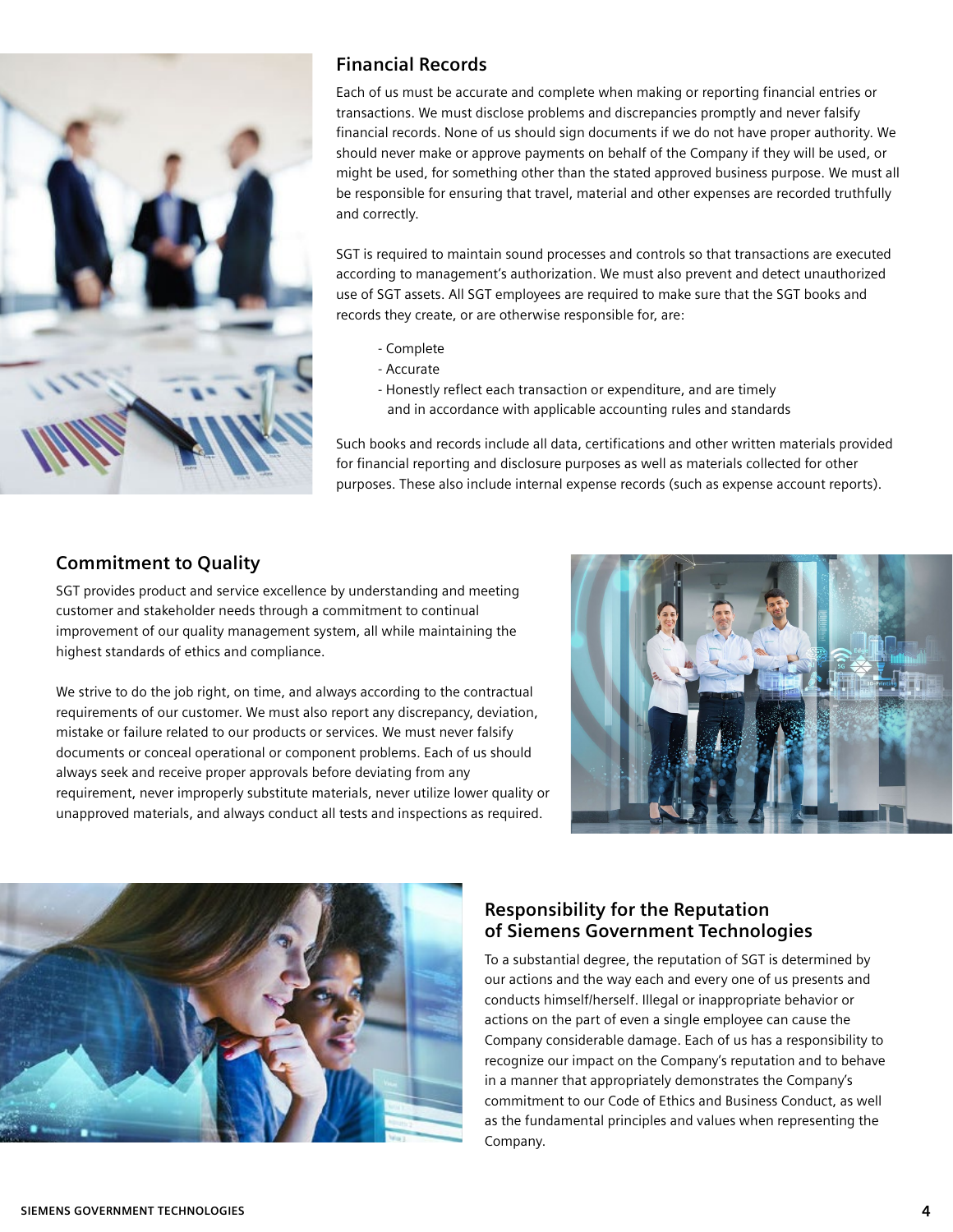## Financial Records

Each of us must be accurate and complete when making or reporting financial entries or transactions. We must disclose problems and discrepancies promptly and never falsify financial records. None of us should sign documents if we do not have proper authority. We should never make or approve payments on behalf of the Company if they will be used, or might be used, for something other than the stated approved business purpose. We must all be responsible for ensuring that travel, material and other expenses are recorded truthfully and correctly.

SGT is required to maintain sound processes and controls so that transactions are executed according to management's authorization. We must also prevent and detect unauthorized use of SGT assets. All SGT employees are required to make sure that the SGT books and records they create, or are otherwise responsible for, are:

- Complete
- Accurate
- Honestly reflect each transaction or expenditure, and are timely and in accordance with applicable accounting rules and standards

Such books and records include all data, certifications and other written materials provided for financial reporting and disclosure purposes as well as materials collected for other purposes. These also include internal expense records (such as expense account reports).

## Commitment to Quality

SGT provides product and service excellence by understanding and meeting customer and stakeholder needs through a commitment to continual improvement of our quality management system, all while maintaining the highest standards of ethics and compliance.

We strive to do the job right, on time, and always according to the contractual requirements of our customer. We must also report any discrepancy, deviation, mistake or failure related to our products or services. We must never falsify documents or conceal operational or component problems. Each of us should always seek and receive proper approvals before deviating from any requirement, never improperly substitute materials, never utilize lower quality or unapproved materials, and always conduct all tests and inspections as required.

## Responsibility for the Reputation of Siemens Government Technologies

To a substantial degree, the reputation of SGT is determined by our actions and the way each and every one of us presents and conducts himself/herself. Illegal or inappropriate behavior or actions on the part of even a single employee can cause the Company considerable damage. Each of us has a responsibility to recognize our impact on the Company's reputation and to behave in a manner that appropriately demonstrates the Company's commitment to our Code of Ethics and Business Conduct, as well as the fundamental principles and values when representing the Company.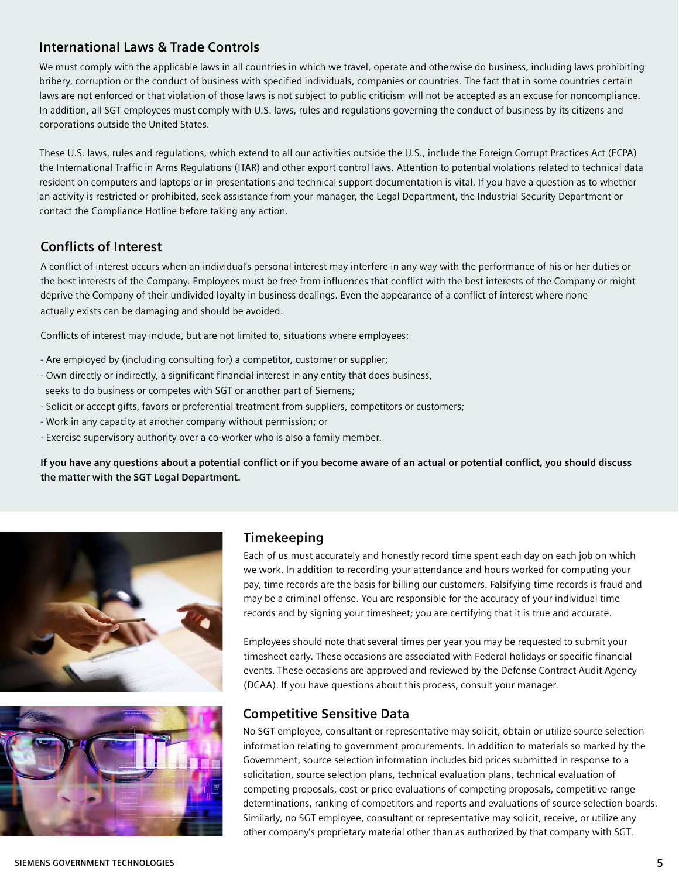## International Laws & Trade Controls

We must comply with the applicable laws in all countries in which we travel, operate and otherwise do business, including laws prohibiting bribery, corruption or the conduct of business with specified individuals, companies or countries. The fact that in some countries certain laws are not enforced or that violation of those laws is not subject to public criticism will not be accepted as an excuse for noncompliance. In addition, all SGT employees must comply with U.S. laws, rules and regulations governing the conduct of business by its citizens and corporations outside the United States.

These U.S. laws, rules and regulations, which extend to all our activities outside the U.S., include the Foreign Corrupt Practices Act (FCPA) the International Traffic in Arms Regulations (ITAR) and other export control laws. Attention to potential violations related to technical data resident on computers and laptops or in presentations and technical support documentation is vital. If you have a question as to whether an activity is restricted or prohibited, seek assistance from your manager, the Legal Department, the Industrial Security Department or contact the Compliance Hotline before taking any action.

## Conflicts of Interest

A conflict of interest occurs when an individual's personal interest may interfere in any way with the performance of his or her duties or the best interests of the Company. Employees must be free from influences that conflict with the best interests of the Company or might deprive the Company of their undivided loyalty in business dealings. Even the appearance of a conflict of interest where none actually exists can be damaging and should be avoided.

Conflicts of interest may include, but are not limited to, situations where employees:

- Are employed by (including consulting for) a competitor, customer or supplier;
- Own directly or indirectly, a significant financial interest in any entity that does business, seeks to do business or competes with SGT or another part of Siemens;
- Solicit or accept gifts, favors or preferential treatment from suppliers, competitors or customers;
- Work in any capacity at another company without permission; or
- Exercise supervisory authority over a co-worker who is also a family member.

**If you have any questions about a potential conflict or if you become aware of an actual or potential conflict, you should discuss the matter with the SGT Legal Department.**

## Timekeeping

Each of us must accurately and honestly record time spent each day on each job on which we work. In addition to recording your attendance and hours worked for computing your pay, time records are the basis for billing our customers. Falsifying time records is fraud and may be a criminal offense. You are responsible for the accuracy of your individual time records and by signing your timesheet; you are certifying that it is true and accurate.

Employees should note that several times per year you may be requested to submit your timesheet early. These occasions are associated with Federal holidays or specific financial events. These occasions are approved and reviewed by the Defense Contract Audit Agency (DCAA). If you have questions about this process, consult your manager.

## Competitive Sensitive Data

No SGT employee, consultant or representative may solicit, obtain or utilize source selection information relating to government procurements. In addition to materials so marked by the Government, source selection information includes bid prices submitted in response to a solicitation, source selection plans, technical evaluation plans, technical evaluation of competing proposals, cost or price evaluations of competing proposals, competitive range determinations, ranking of competitors and reports and evaluations of source selection boards. Similarly, no SGT employee, consultant or representative may solicit, receive, or utilize any other company's proprietary material other than as authorized by that company with SGT.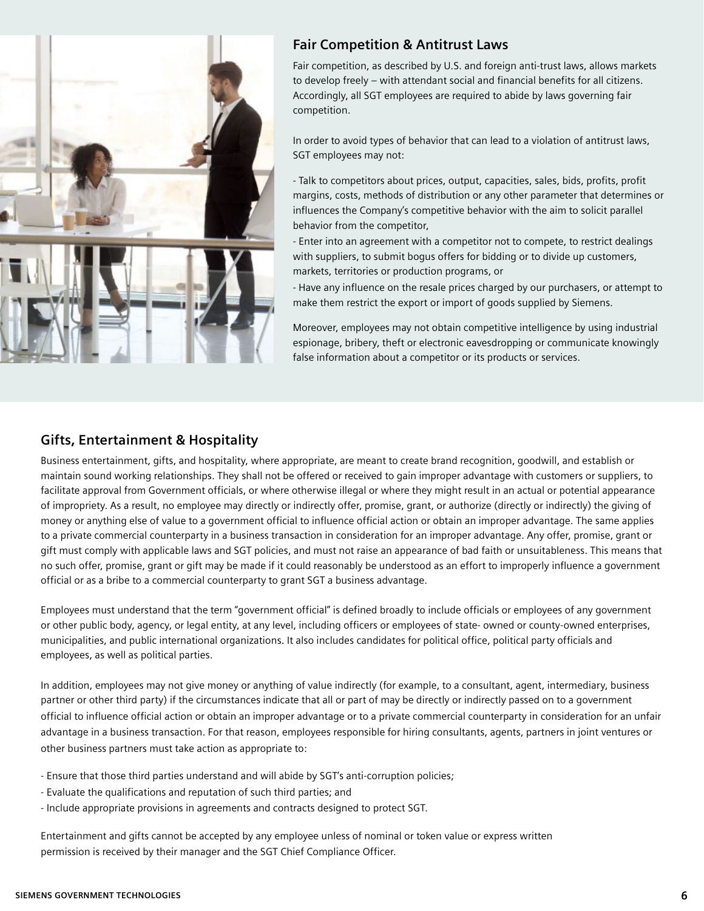## Fair Competition & Antitrust Laws

Fair competition, as described by U.S. and foreign anti-trust laws, allows markets to develop freely – with attendant social and financial benefits for all citizens. Accordingly, all SGT employees are required to abide by laws governing fair competition.

In order to avoid types of behavior that can lead to a violation of antitrust laws, SGT employees may not:

- Talk to competitors about prices, output, capacities, sales, bids, profits, profit margins, costs, methods of distribution or any other parameter that determines or influences the Company's competitive behavior with the aim to solicit parallel behavior from the competitor,
- Enter into an agreement with a competitor not to compete, to restrict dealings with suppliers, to submit bogus offers for bidding or to divide up customers, markets, territories or production programs, or
- Have any influence on the resale prices charged by our purchasers, or attempt to make them restrict the export or import of goods supplied by Siemens.

Moreover, employees may not obtain competitive intelligence by using industrial espionage, bribery, theft or electronic eavesdropping or communicate knowingly false information about a competitor or its products or services.

## Gifts, Entertainment & Hospitality

Business entertainment, gifts, and hospitality, where appropriate, are meant to create brand recognition, goodwill, and establish or maintain sound working relationships. They shall not be offered or received to gain improper advantage with customers or suppliers, to facilitate approval from Government officials, or where otherwise illegal or where they might result in an actual or potential appearance of impropriety. As a result, no employee may directly or indirectly offer, promise, grant, or authorize (directly or indirectly) the giving of money or anything else of value to a government official to influence official action or obtain an improper advantage. The same applies to a private commercial counterparty in a business transaction in consideration for an improper advantage. Any offer, promise, grant or gift must comply with applicable laws and SGT policies, and must not raise an appearance of bad faith or unsuitableness. This means that no such offer, promise, grant or gift may be made if it could reasonably be understood as an effort to improperly influence a government official or as a bribe to a commercial counterparty to grant SGT a business advantage.

Employees must understand that the term "government official" is defined broadly to include officials or employees of any government or other public body, agency, or legal entity, at any level, including officers or employees of state- owned or county-owned enterprises, municipalities, and public international organizations. It also includes candidates for political office, political party officials and employees, as well as political parties.

In addition, employees may not give money or anything of value indirectly (for example, to a consultant, agent, intermediary, business partner or other third party) if the circumstances indicate that all or part of may be directly or indirectly passed on to a government official to influence official action or obtain an improper advantage or to a private commercial counterparty in consideration for an unfair advantage in a business transaction. For that reason, employees responsible for hiring consultants, agents, partners in joint ventures or other business partners must take action as appropriate to:

- Ensure that those third parties understand and will abide by SGT's anti-corruption policies;
- Evaluate the qualifications and reputation of such third parties; and
- Include appropriate provisions in agreements and contracts designed to protect SGT.

Entertainment and gifts cannot be accepted by any employee unless of nominal or token value or express written permission is received by their manager and the SGT Chief Compliance Officer.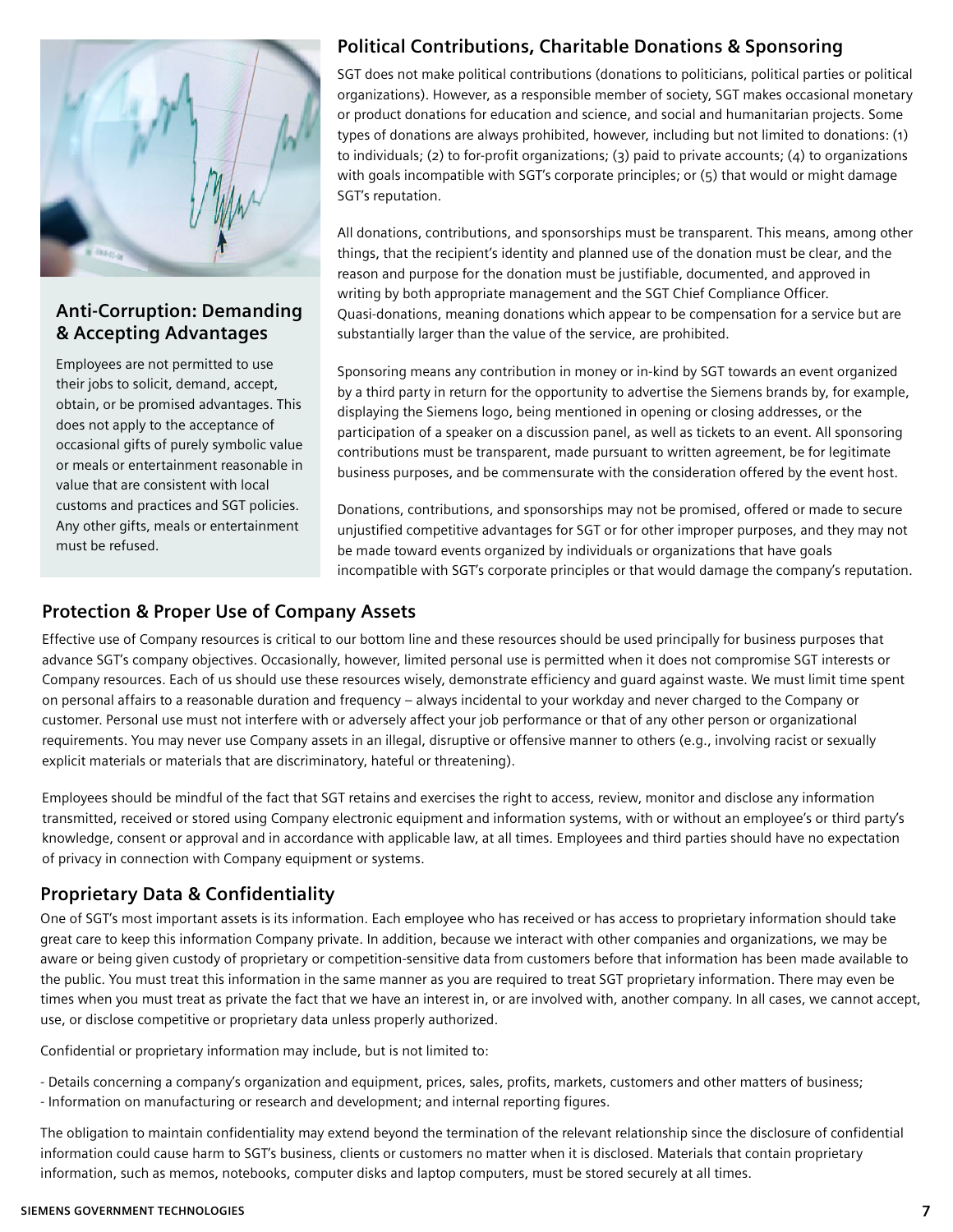## Anti-Corruption: Demanding & Accepting Advantages

Employees are not permitted to use their jobs to solicit, demand, accept, obtain, or be promised advantages. This does not apply to the acceptance of occasional gifts of purely symbolic value or meals or entertainment reasonable in value that are consistent with local customs and practices and SGT policies. Any other gifts, meals or entertainment must be refused.

## Political Contributions, Charitable Donations & Sponsoring

SGT does not make political contributions (donations to politicians, political parties or political organizations). However, as a responsible member of society, SGT makes occasional monetary or product donations for education and science, and social and humanitarian projects. Some types of donations are always prohibited, however, including but not limited to donations: (1) to individuals; (2) to for-profit organizations; (3) paid to private accounts; (4) to organizations with goals incompatible with SGT's corporate principles; or (5) that would or might damage SGT's reputation.

All donations, contributions, and sponsorships must be transparent. This means, among other things, that the recipient's identity and planned use of the donation must be clear, and the reason and purpose for the donation must be justifiable, documented, and approved in writing by both appropriate management and the SGT Chief Compliance Officer. Quasi-donations, meaning donations which appear to be compensation for a service but are substantially larger than the value of the service, are prohibited.

Sponsoring means any contribution in money or in-kind by SGT towards an event organized by a third party in return for the opportunity to advertise the Siemens brands by, for example, displaying the Siemens logo, being mentioned in opening or closing addresses, or the participation of a speaker on a discussion panel, as well as tickets to an event. All sponsoring contributions must be transparent, made pursuant to written agreement, be for legitimate business purposes, and be commensurate with the consideration offered by the event host.

Donations, contributions, and sponsorships may not be promised, offered or made to secure unjustified competitive advantages for SGT or for other improper purposes, and they may not be made toward events organized by individuals or organizations that have goals incompatible with SGT's corporate principles or that would damage the company's reputation.

## Protection & Proper Use of Company Assets

Effective use of Company resources is critical to our bottom line and these resources should be used principally for business purposes that advance SGT's company objectives. Occasionally, however, limited personal use is permitted when it does not compromise SGT interests or Company resources. Each of us should use these resources wisely, demonstrate efficiency and guard against waste. We must limit time spent on personal affairs to a reasonable duration and frequency – always incidental to your workday and never charged to the Company or customer. Personal use must not interfere with or adversely affect your job performance or that of any other person or organizational requirements. You may never use Company assets in an illegal, disruptive or offensive manner to others (e.g., involving racist or sexually explicit materials or materials that are discriminatory, hateful or threatening).

Employees should be mindful of the fact that SGT retains and exercises the right to access, review, monitor and disclose any information transmitted, received or stored using Company electronic equipment and information systems, with or without an employee's or third party's knowledge, consent or approval and in accordance with applicable law, at all times. Employees and third parties should have no expectation of privacy in connection with Company equipment or systems.

## Proprietary Data & Confidentiality

One of SGT's most important assets is its information. Each employee who has received or has access to proprietary information should take great care to keep this information Company private. In addition, because we interact with other companies and organizations, we may be aware or being given custody of proprietary or competition-sensitive data from customers before that information has been made available to the public. You must treat this information in the same manner as you are required to treat SGT proprietary information. There may even be times when you must treat as private the fact that we have an interest in, or are involved with, another company. In all cases, we cannot accept, use, or disclose competitive or proprietary data unless properly authorized.

Confidential or proprietary information may include, but is not limited to:

- Details concerning a company's organization and equipment, prices, sales, profits, markets, customers and other matters of business;
- Information on manufacturing or research and development; and internal reporting figures.

The obligation to maintain confidentiality may extend beyond the termination of the relevant relationship since the disclosure of confidential information could cause harm to SGT's business, clients or customers no matter when it is disclosed. Materials that contain proprietary information, such as memos, notebooks, computer disks and laptop computers, must be stored securely at all times.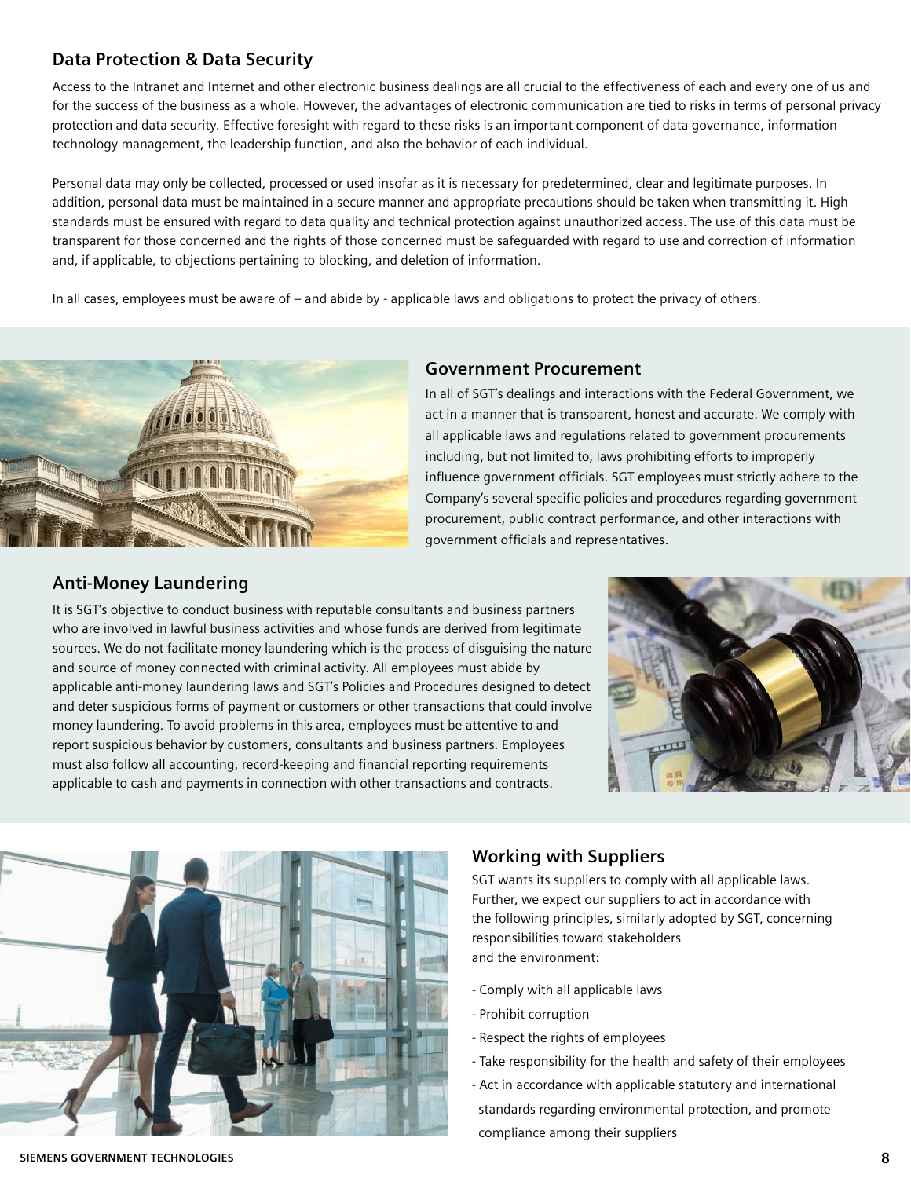## Data Protection & Data Security

Access to the Intranet and Internet and other electronic business dealings are all crucial to the effectiveness of each and every one of us and for the success of the business as a whole. However, the advantages of electronic communication are tied to risks in terms of personal privacy protection and data security. Effective foresight with regard to these risks is an important component of data governance, information technology management, the leadership function, and also the behavior of each individual.

Personal data may only be collected, processed or used insofar as it is necessary for predetermined, clear and legitimate purposes. In addition, personal data must be maintained in a secure manner and appropriate precautions should be taken when transmitting it. High standards must be ensured with regard to data quality and technical protection against unauthorized access. The use of this data must be transparent for those concerned and the rights of those concerned must be safeguarded with regard to use and correction of information and, if applicable, to objections pertaining to blocking, and deletion of information.

In all cases, employees must be aware of – and abide by - applicable laws and obligations to protect the privacy of others.

## Government Procurement

In all of SGT's dealings and interactions with the Federal Government, we act in a manner that is transparent, honest and accurate. We comply with all applicable laws and regulations related to government procurements including, but not limited to, laws prohibiting efforts to improperly influence government officials. SGT employees must strictly adhere to the Company's several specific policies and procedures regarding government procurement, public contract performance, and other interactions with government officials and representatives.

## Anti-Money Laundering

It is SGT's objective to conduct business with reputable consultants and business partners who are involved in lawful business activities and whose funds are derived from legitimate sources. We do not facilitate money laundering which is the process of disguising the nature and source of money connected with criminal activity. All employees must abide by applicable anti-money laundering laws and SGT's Policies and Procedures designed to detect and deter suspicious forms of payment or customers or other transactions that could involve money laundering. To avoid problems in this area, employees must be attentive to and report suspicious behavior by customers, consultants and business partners. Employees must also follow all accounting, record-keeping and financial reporting requirements applicable to cash and payments in connection with other transactions and contracts.

## Working with Suppliers

SGT wants its suppliers to comply with all applicable laws. Further, we expect our suppliers to act in accordance with the following principles, similarly adopted by SGT, concerning responsibilities toward stakeholders and the environment:

- Comply with all applicable laws
- Prohibit corruption
- Respect the rights of employees
- Take responsibility for the health and safety of their employees
- Act in accordance with applicable statutory and international standards regarding environmental protection, and promote compliance among their suppliers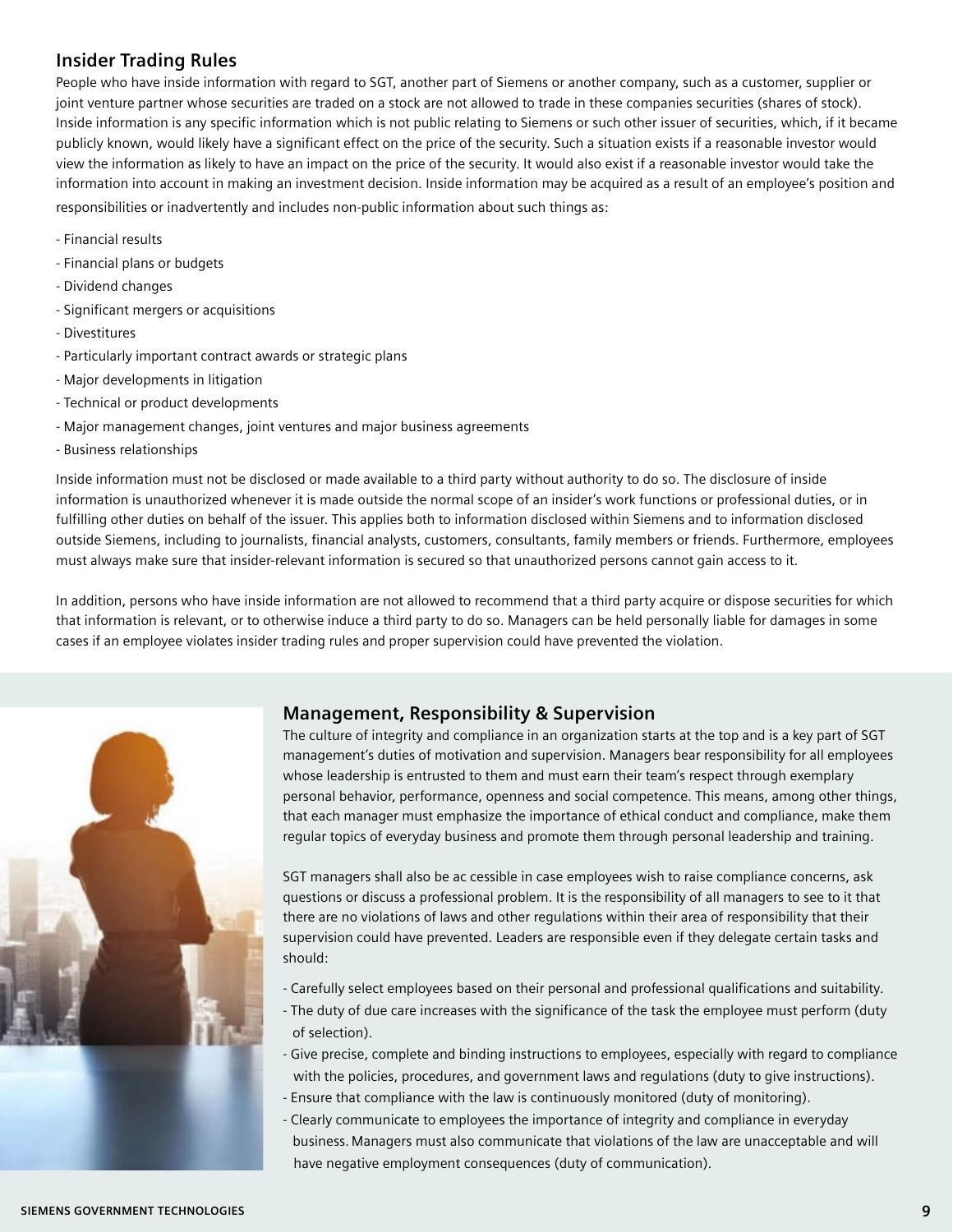## Insider Trading Rules

People who have inside information with regard to SGT, another part of Siemens or another company, such as a customer, supplier or joint venture partner whose securities are traded on a stock are not allowed to trade in these companies securities (shares of stock). Inside information is any specific information which is not public relating to Siemens or such other issuer of securities, which, if it became publicly known, would likely have a significant effect on the price of the security. Such a situation exists if a reasonable investor would view the information as likely to have an impact on the price of the security. It would also exist if a reasonable investor would take the information into account in making an investment decision. Inside information may be acquired as a result of an employee's position and responsibilities or inadvertently and includes non-public information about such things as:

- Financial results
- Financial plans or budgets
- Dividend changes
- Significant mergers or acquisitions
- Divestitures
- Particularly important contract awards or strategic plans
- Major developments in litigation
- Technical or product developments
- Major management changes, joint ventures and major business agreements
- Business relationships

Inside information must not be disclosed or made available to a third party without authority to do so. The disclosure of inside information is unauthorized whenever it is made outside the normal scope of an insider's work functions or professional duties, or in fulfilling other duties on behalf of the issuer. This applies both to information disclosed within Siemens and to information disclosed outside Siemens, including to journalists, financial analysts, customers, consultants, family members or friends. Furthermore, employees must always make sure that insider-relevant information is secured so that unauthorized persons cannot gain access to it.

In addition, persons who have inside information are not allowed to recommend that a third party acquire or dispose securities for which that information is relevant, or to otherwise induce a third party to do so. Managers can be held personally liable for damages in some cases if an employee violates insider trading rules and proper supervision could have prevented the violation.

## Management, Responsibility & Supervision

The culture of integrity and compliance in an organization starts at the top and is a key part of SGT management's duties of motivation and supervision. Managers bear responsibility for all employees whose leadership is entrusted to them and must earn their team's respect through exemplary personal behavior, performance, openness and social competence. This means, among other things, that each manager must emphasize the importance of ethical conduct and compliance, make them regular topics of everyday business and promote them through personal leadership and training.

SGT managers shall also be ac cessible in case employees wish to raise compliance concerns, ask questions or discuss a professional problem. It is the responsibility of all managers to see to it that there are no violations of laws and other regulations within their area of responsibility that their supervision could have prevented. Leaders are responsible even if they delegate certain tasks and should:

- Carefully select employees based on their personal and professional qualifications and suitability.
- The duty of due care increases with the significance of the task the employee must perform (duty of selection).
- Give precise, complete and binding instructions to employees, especially with regard to compliance with the policies, procedures, and government laws and regulations (duty to give instructions).
- Ensure that compliance with the law is continuously monitored (duty of monitoring).
- Clearly communicate to employees the importance of integrity and compliance in everyday business. Managers must also communicate that violations of the law are unacceptable and will have negative employment consequences (duty of communication).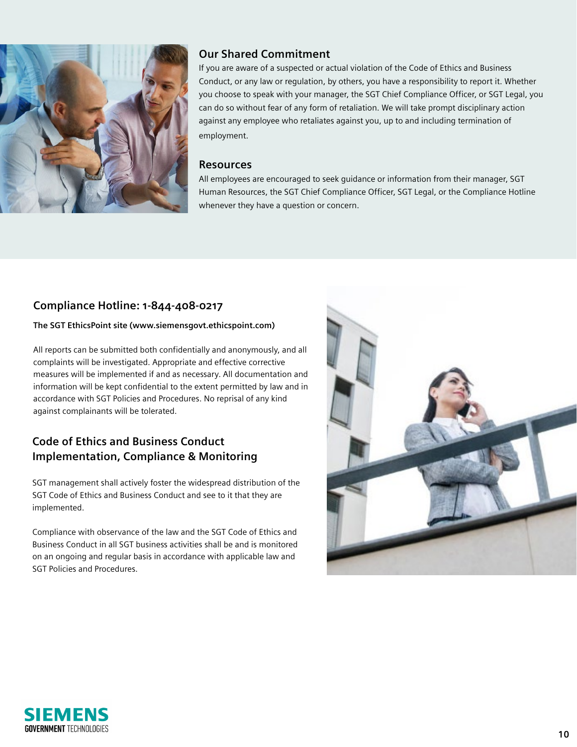## Our Shared Commitment

If you are aware of a suspected or actual violation of the Code of Ethics and Business Conduct, or any law or regulation, by others, you have a responsibility to report it. Whether you choose to speak with your manager, the SGT Chief Compliance Officer, or SGT Legal, you can do so without fear of any form of retaliation. We will take prompt disciplinary action against any employee who retaliates against you, up to and including termination of employment.

## Resources

All employees are encouraged to seek guidance or information from their manager, SGT Human Resources, the SGT Chief Compliance Officer, SGT Legal, or the Compliance Hotline whenever they have a question or concern.

## Compliance Hotline: 1-844-408-0217

**The SGT EthicsPoint site (www.siemensgovt.ethicspoint.com)**

All reports can be submitted both confidentially and anonymously, and all complaints will be investigated. Appropriate and effective corrective measures will be implemented if and as necessary. All documentation and information will be kept confidential to the extent permitted by law and in accordance with SGT Policies and Procedures. No reprisal of any kind against complainants will be tolerated.

## Code of Ethics and Business Conduct Implementation, Compliance & Monitoring

SGT management shall actively foster the widespread distribution of the SGT Code of Ethics and Business Conduct and see to it that they are implemented.

Compliance with observance of the law and the SGT Code of Ethics and Business Conduct in all SGT business activities shall be and is monitored on an ongoing and regular basis in accordance with applicable law and SGT Policies and Procedures.